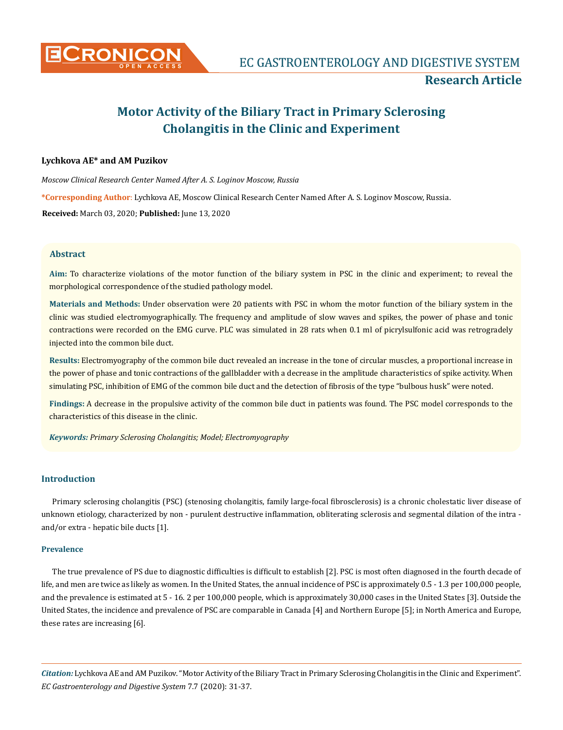# Motor Activity of the Biliary Tract in Primary Sclerosing Cholangitis in the Clinic and Experiment

**Lychkova AE* and AM Puzikov**

*Moscow Clinical Research Center Named After A. S. Loginov Moscow, Russia*

***Corresponding Author:** Lychkova AE, Moscow Clinical Research Center Named After A. S. Loginov Moscow, Russia.

**Received:** March 03, 2020; **Published:** June 13, 2020

## Abstract

**Aim:** To characterize violations of the motor function of the biliary system in PSC in the clinic and experiment; to reveal the morphological correspondence of the studied pathology model.

**Materials and Methods:** Under observation were 20 patients with PSC in whom the motor function of the biliary system in the clinic was studied electromyographically. The frequency and amplitude of slow waves and spikes, the power of phase and tonic contractions were recorded on the EMG curve. PLC was simulated in 28 rats when 0.1 ml of picrylsulfonic acid was retrogradely injected into the common bile duct.

**Results:** Electromyography of the common bile duct revealed an increase in the tone of circular muscles, a proportional increase in the power of phase and tonic contractions of the gallbladder with a decrease in the amplitude characteristics of spike activity. When simulating PSC, inhibition of EMG of the common bile duct and the detection of fibrosis of the type "bulbous husk" were noted.

**Findings:** A decrease in the propulsive activity of the common bile duct in patients was found. The PSC model corresponds to the characteristics of this disease in the clinic.

***Keywords:*** *Primary Sclerosing Cholangitis; Model; Electromyography*

## Introduction

Primary sclerosing cholangitis (PSC) (stenosing cholangitis, family large-focal fibrosclerosis) is a chronic cholestatic liver disease of unknown etiology, characterized by non - purulent destructive inflammation, obliterating sclerosis and segmental dilation of the intra - and/or extra - hepatic bile ducts [1].

### Prevalence

The true prevalence of PS due to diagnostic difficulties is difficult to establish [2]. PSC is most often diagnosed in the fourth decade of life, and men are twice as likely as women. In the United States, the annual incidence of PSC is approximately 0.5 - 1.3 per 100,000 people, and the prevalence is estimated at 5 - 16. 2 per 100,000 people, which is approximately 30,000 cases in the United States [3]. Outside the United States, the incidence and prevalence of PSC are comparable in Canada [4] and Northern Europe [5]; in North America and Europe, these rates are increasing [6].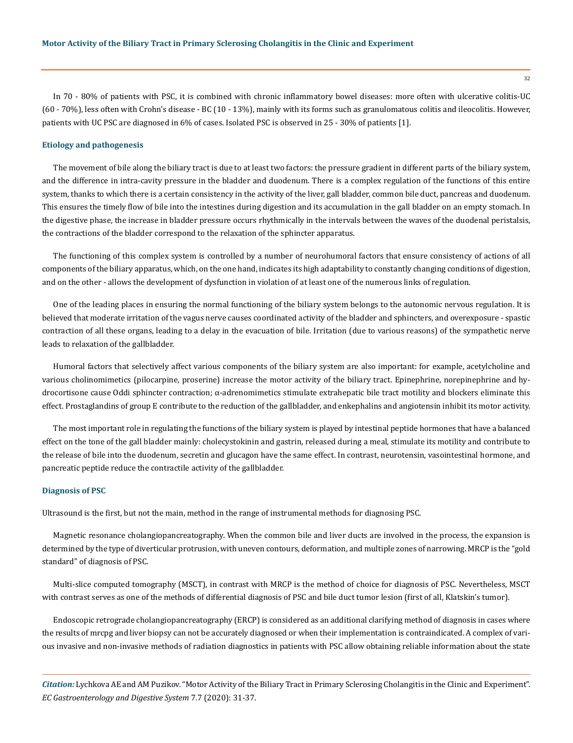In 70 - 80% of patients with PSC, it is combined with chronic inflammatory bowel diseases: more often with ulcerative colitis-UC (60 - 70%), less often with Crohn's disease - BC (10 - 13%), mainly with its forms such as granulomatous colitis and ileocolitis. However, patients with UC PSC are diagnosed in 6% of cases. Isolated PSC is observed in 25 - 30% of patients [1].

## Etiology and pathogenesis

The movement of bile along the biliary tract is due to at least two factors: the pressure gradient in different parts of the biliary system, and the difference in intra-cavity pressure in the bladder and duodenum. There is a complex regulation of the functions of this entire system, thanks to which there is a certain consistency in the activity of the liver, gall bladder, common bile duct, pancreas and duodenum. This ensures the timely flow of bile into the intestines during digestion and its accumulation in the gall bladder on an empty stomach. In the digestive phase, the increase in bladder pressure occurs rhythmically in the intervals between the waves of the duodenal peristalsis, the contractions of the bladder correspond to the relaxation of the sphincter apparatus.

The functioning of this complex system is controlled by a number of neurohumoral factors that ensure consistency of actions of all components of the biliary apparatus, which, on the one hand, indicates its high adaptability to constantly changing conditions of digestion, and on the other - allows the development of dysfunction in violation of at least one of the numerous links of regulation.

One of the leading places in ensuring the normal functioning of the biliary system belongs to the autonomic nervous regulation. It is believed that moderate irritation of the vagus nerve causes coordinated activity of the bladder and sphincters, and overexposure - spastic contraction of all these organs, leading to a delay in the evacuation of bile. Irritation (due to various reasons) of the sympathetic nerve leads to relaxation of the gallbladder.

Humoral factors that selectively affect various components of the biliary system are also important: for example, acetylcholine and various cholinomimetics (pilocarpine, proserine) increase the motor activity of the biliary tract. Epinephrine, norepinephrine and hydrocortisone cause Oddi sphincter contraction; α-adrenomimetics stimulate extrahepatic bile tract motility and blockers eliminate this effect. Prostaglandins of group E contribute to the reduction of the gallbladder, and enkephalins and angiotensin inhibit its motor activity.

The most important role in regulating the functions of the biliary system is played by intestinal peptide hormones that have a balanced effect on the tone of the gall bladder mainly: cholecystokinin and gastrin, released during a meal, stimulate its motility and contribute to the release of bile into the duodenum, secretin and glucagon have the same effect. In contrast, neurotensin, vasointestinal hormone, and pancreatic peptide reduce the contractile activity of the gallbladder.

## Diagnosis of PSC

Ultrasound is the first, but not the main, method in the range of instrumental methods for diagnosing PSC.

Magnetic resonance cholangiopancreatography. When the common bile and liver ducts are involved in the process, the expansion is determined by the type of diverticular protrusion, with uneven contours, deformation, and multiple zones of narrowing. MRCP is the "gold standard" of diagnosis of PSC.

Multi-slice computed tomography (MSCT), in contrast with MRCP is the method of choice for diagnosis of PSC. Nevertheless, MSCT with contrast serves as one of the methods of differential diagnosis of PSC and bile duct tumor lesion (first of all, Klatskin's tumor).

Endoscopic retrograde cholangiopancreatography (ERCP) is considered as an additional clarifying method of diagnosis in cases where the results of mrcpg and liver biopsy can not be accurately diagnosed or when their implementation is contraindicated. A complex of various invasive and non-invasive methods of radiation diagnostics in patients with PSC allow obtaining reliable information about the state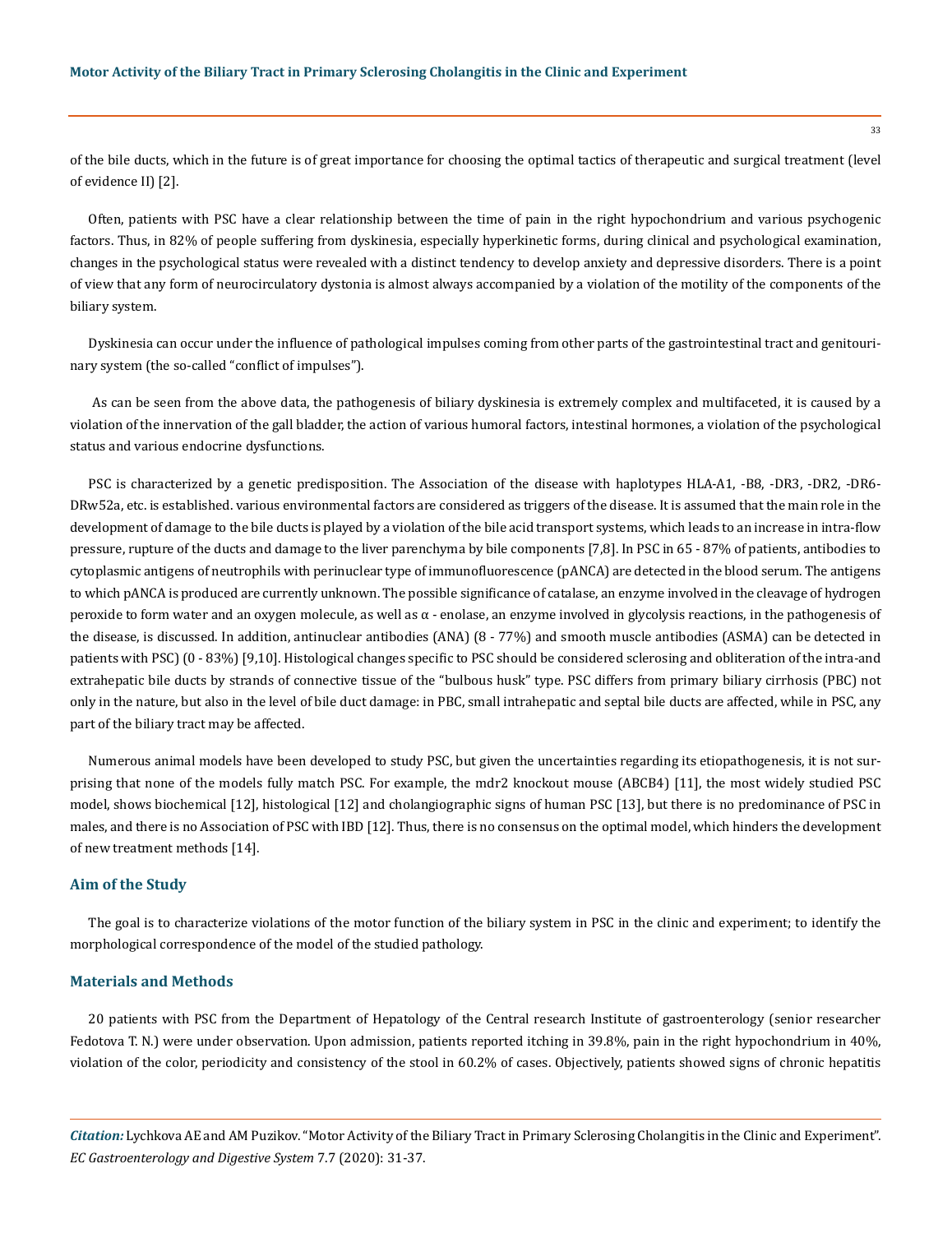of the bile ducts, which in the future is of great importance for choosing the optimal tactics of therapeutic and surgical treatment (level of evidence II) [2].

Often, patients with PSC have a clear relationship between the time of pain in the right hypochondrium and various psychogenic factors. Thus, in 82% of people suffering from dyskinesia, especially hyperkinetic forms, during clinical and psychological examination, changes in the psychological status were revealed with a distinct tendency to develop anxiety and depressive disorders. There is a point of view that any form of neurocirculatory dystonia is almost always accompanied by a violation of the motility of the components of the biliary system.

Dyskinesia can occur under the influence of pathological impulses coming from other parts of the gastrointestinal tract and genitourinary system (the so-called "conflict of impulses").

As can be seen from the above data, the pathogenesis of biliary dyskinesia is extremely complex and multifaceted, it is caused by a violation of the innervation of the gall bladder, the action of various humoral factors, intestinal hormones, a violation of the psychological status and various endocrine dysfunctions.

PSC is characterized by a genetic predisposition. The Association of the disease with haplotypes HLA-A1, -B8, -DR3, -DR2, -DR6-DRw52a, etc. is established. various environmental factors are considered as triggers of the disease. It is assumed that the main role in the development of damage to the bile ducts is played by a violation of the bile acid transport systems, which leads to an increase in intra-flow pressure, rupture of the ducts and damage to the liver parenchyma by bile components [7,8]. In PSC in 65 - 87% of patients, antibodies to cytoplasmic antigens of neutrophils with perinuclear type of immunofluorescence (pANCA) are detected in the blood serum. The antigens to which pANCA is produced are currently unknown. The possible significance of catalase, an enzyme involved in the cleavage of hydrogen peroxide to form water and an oxygen molecule, as well as α - enolase, an enzyme involved in glycolysis reactions, in the pathogenesis of the disease, is discussed. In addition, antinuclear antibodies (ANA) (8 - 77%) and smooth muscle antibodies (ASMA) can be detected in patients with PSC) (0 - 83%) [9,10]. Histological changes specific to PSC should be considered sclerosing and obliteration of the intra-and extrahepatic bile ducts by strands of connective tissue of the "bulbous husk" type. PSC differs from primary biliary cirrhosis (PBC) not only in the nature, but also in the level of bile duct damage: in PBC, small intrahepatic and septal bile ducts are affected, while in PSC, any part of the biliary tract may be affected.

Numerous animal models have been developed to study PSC, but given the uncertainties regarding its etiopathogenesis, it is not surprising that none of the models fully match PSC. For example, the mdr2 knockout mouse (ABCB4) [11], the most widely studied PSC model, shows biochemical [12], histological [12] and cholangiographic signs of human PSC [13], but there is no predominance of PSC in males, and there is no Association of PSC with IBD [12]. Thus, there is no consensus on the optimal model, which hinders the development of new treatment methods [14].

## Aim of the Study

The goal is to characterize violations of the motor function of the biliary system in PSC in the clinic and experiment; to identify the morphological correspondence of the model of the studied pathology.

## Materials and Methods

20 patients with PSC from the Department of Hepatology of the Central research Institute of gastroenterology (senior researcher Fedotova T. N.) were under observation. Upon admission, patients reported itching in 39.8%, pain in the right hypochondrium in 40%, violation of the color, periodicity and consistency of the stool in 60.2% of cases. Objectively, patients showed signs of chronic hepatitis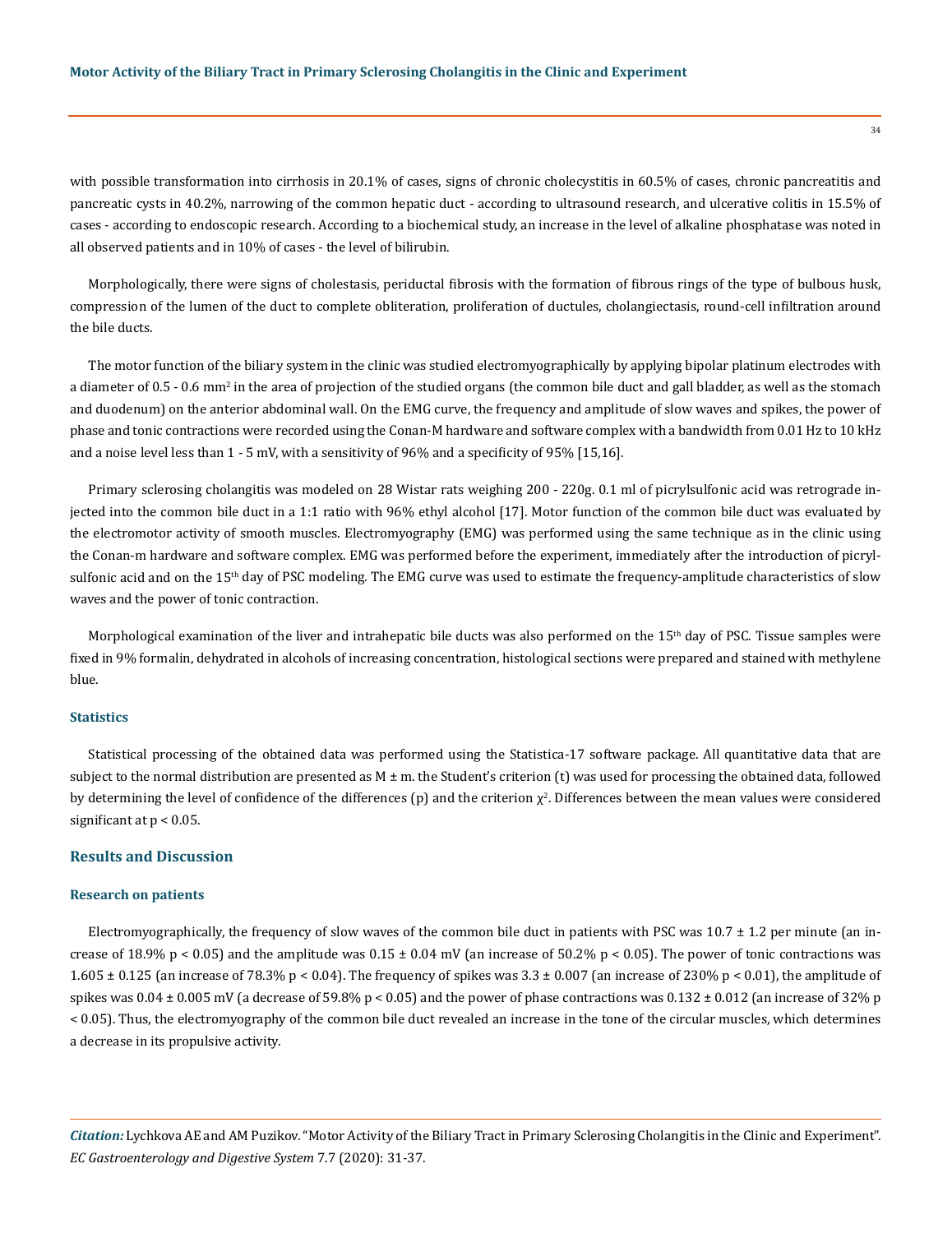with possible transformation into cirrhosis in 20.1% of cases, signs of chronic cholecystitis in 60.5% of cases, chronic pancreatitis and pancreatic cysts in 40.2%, narrowing of the common hepatic duct - according to ultrasound research, and ulcerative colitis in 15.5% of cases - according to endoscopic research. According to a biochemical study, an increase in the level of alkaline phosphatase was noted in all observed patients and in 10% of cases - the level of bilirubin.

Morphologically, there were signs of cholestasis, periductal fibrosis with the formation of fibrous rings of the type of bulbous husk, compression of the lumen of the duct to complete obliteration, proliferation of ductules, cholangiectasis, round-cell infiltration around the bile ducts.

The motor function of the biliary system in the clinic was studied electromyographically by applying bipolar platinum electrodes with a diameter of 0.5 - 0.6 $mm^2$ in the area of projection of the studied organs (the common bile duct and gall bladder, as well as the stomach and duodenum) on the anterior abdominal wall. On the EMG curve, the frequency and amplitude of slow waves and spikes, the power of phase and tonic contractions were recorded using the Conan-M hardware and software complex with a bandwidth from 0.01 Hz to 10 kHz and a noise level less than 1 - 5 mV, with a sensitivity of 96% and a specificity of 95% [15,16].

Primary sclerosing cholangitis was modeled on 28 Wistar rats weighing 200 - 220g. 0.1 ml of picrylsulfonic acid was retrograde injected into the common bile duct in a 1:1 ratio with 96% ethyl alcohol [17]. Motor function of the common bile duct was evaluated by the electromotor activity of smooth muscles. Electromyography (EMG) was performed using the same technique as in the clinic using the Conan-m hardware and software complex. EMG was performed before the experiment, immediately after the introduction of picrylsulfonic acid and on the 15th day of PSC modeling. The EMG curve was used to estimate the frequency-amplitude characteristics of slow waves and the power of tonic contraction.

Morphological examination of the liver and intrahepatic bile ducts was also performed on the 15th day of PSC. Tissue samples were fixed in 9% formalin, dehydrated in alcohols of increasing concentration, histological sections were prepared and stained with methylene blue.

### Statistics

Statistical processing of the obtained data was performed using the Statistica-17 software package. All quantitative data that are subject to the normal distribution are presented as M ± m. the Student's criterion (t) was used for processing the obtained data, followed by determining the level of confidence of the differences (p) and the criterion $\chi^2$. Differences between the mean values were considered significant at $p < 0.05$.

## Results and Discussion

### Research on patients

Electromyographically, the frequency of slow waves of the common bile duct in patients with PSC was 10.7 ± 1.2 per minute (an increase of 18.9% $p < 0.05$) and the amplitude was 0.15 ± 0.04 mV (an increase of 50.2% $p < 0.05$). The power of tonic contractions was 1.605 ± 0.125 (an increase of 78.3% $p < 0.04$). The frequency of spikes was 3.3 ± 0.007 (an increase of 230% $p < 0.01$), the amplitude of spikes was 0.04 ± 0.005 mV (a decrease of 59.8% $p < 0.05$) and the power of phase contractions was 0.132 ± 0.012 (an increase of 32% $p < 0.05$). Thus, the electromyography of the common bile duct revealed an increase in the tone of the circular muscles, which determines a decrease in its propulsive activity.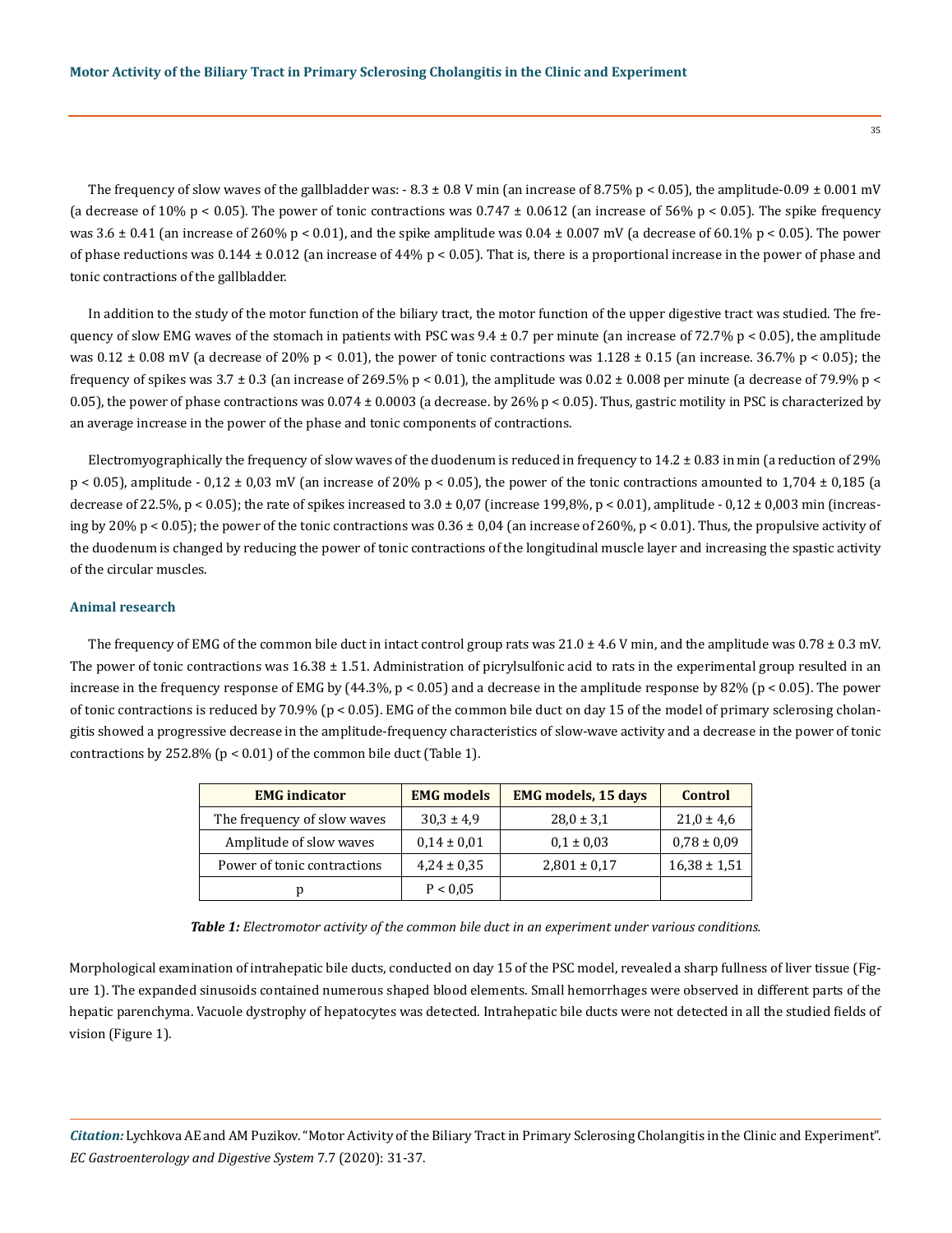The frequency of slow waves of the gallbladder was: - 8.3 ± 0.8 V min (an increase of 8.75% $p < 0.05$), the amplitude-0.09 ± 0.001 mV (a decrease of 10% $p < 0.05$). The power of tonic contractions was 0.747 ± 0.0612 (an increase of 56% $p < 0.05$). The spike frequency was 3.6 ± 0.41 (an increase of 260% $p < 0.01$), and the spike amplitude was 0.04 ± 0.007 mV (a decrease of 60.1% $p < 0.05$). The power of phase reductions was 0.144 ± 0.012 (an increase of 44% $p < 0.05$). That is, there is a proportional increase in the power of phase and tonic contractions of the gallbladder.

In addition to the study of the motor function of the biliary tract, the motor function of the upper digestive tract was studied. The frequency of slow EMG waves of the stomach in patients with PSC was 9.4 ± 0.7 per minute (an increase of 72.7% $p < 0.05$), the amplitude was 0.12 ± 0.08 mV (a decrease of 20% $p < 0.01$), the power of tonic contractions was 1.128 ± 0.15 (an increase. 36.7% $p < 0.05$); the frequency of spikes was 3.7 ± 0.3 (an increase of 269.5% $p < 0.01$), the amplitude was 0.02 ± 0.008 per minute (a decrease of 79.9% $p < 0.05$), the power of phase contractions was 0.074 ± 0.0003 (a decrease. by 26% $p < 0.05$). Thus, gastric motility in PSC is characterized by an average increase in the power of the phase and tonic components of contractions.

Electromyographically the frequency of slow waves of the duodenum is reduced in frequency to 14.2 ± 0.83 in min (a reduction of 29% $p < 0.05$), amplitude - 0,12 ± 0,03 mV (an increase of 20% $p < 0.05$), the power of the tonic contractions amounted to 1,704 ± 0,185 (a decrease of 22.5%, $p < 0.05$); the rate of spikes increased to 3.0 ± 0,07 (increase 199,8%, $p < 0.01$), amplitude - 0,12 ± 0,003 min (increasing by 20% $p < 0.05$); the power of the tonic contractions was 0.36 ± 0,04 (an increase of 260%, $p < 0.01$). Thus, the propulsive activity of the duodenum is changed by reducing the power of tonic contractions of the longitudinal muscle layer and increasing the spastic activity of the circular muscles.

### Animal research

The frequency of EMG of the common bile duct in intact control group rats was 21.0 ± 4.6 V min, and the amplitude was 0.78 ± 0.3 mV. The power of tonic contractions was 16.38 ± 1.51. Administration of picrylsulfonic acid to rats in the experimental group resulted in an increase in the frequency response of EMG by (44.3%, $p < 0.05$) and a decrease in the amplitude response by 82% ($p < 0.05$). The power of tonic contractions is reduced by 70.9% ($p < 0.05$). EMG of the common bile duct on day 15 of the model of primary sclerosing cholangitis showed a progressive decrease in the amplitude-frequency characteristics of slow-wave activity and a decrease in the power of tonic contractions by 252.8% ($p < 0.01$) of the common bile duct (Table 1).

| EMG indicator | EMG models | EMG models, 15 days | Control |
|---|---|---|---|
| The frequency of slow waves | 30,3 ± 4,9 | 28,0 ± 3,1 | 21,0 ± 4,6 |
| Amplitude of slow waves | 0,14 ± 0,01 | 0,1 ± 0,03 | 0,78 ± 0,09 |
| Power of tonic contractions | 4,24 ± 0,35 | 2,801 ± 0,17 | 16,38 ± 1,51 |
| p | P < 0,05 | | |

***Table 1:*** *Electromotor activity of the common bile duct in an experiment under various conditions.*

Morphological examination of intrahepatic bile ducts, conducted on day 15 of the PSC model, revealed a sharp fullness of liver tissue (Figure 1). The expanded sinusoids contained numerous shaped blood elements. Small hemorrhages were observed in different parts of the hepatic parenchyma. Vacuole dystrophy of hepatocytes was detected. Intrahepatic bile ducts were not detected in all the studied fields of vision (Figure 1).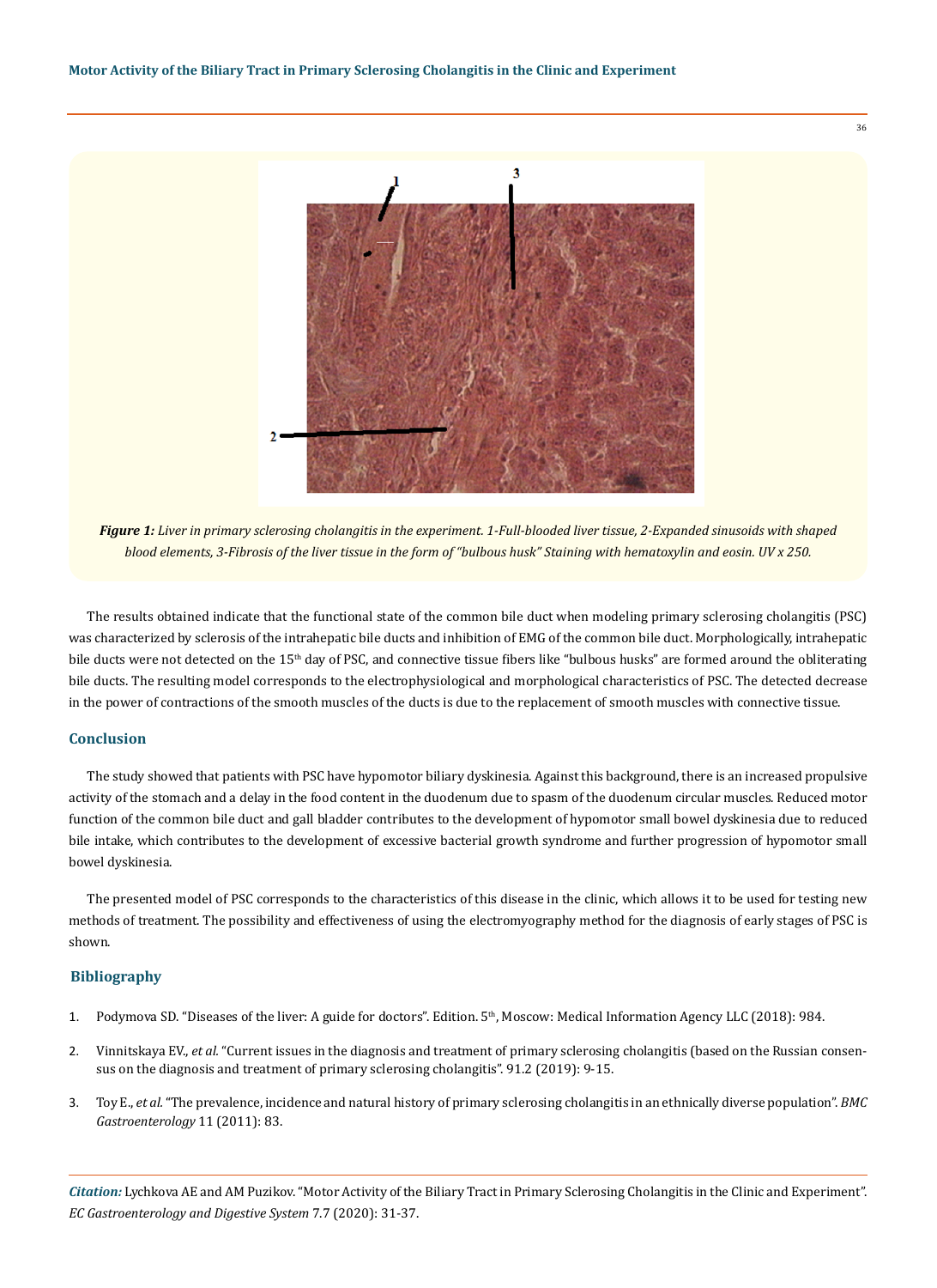*Figure 1: Liver in primary sclerosing cholangitis in the experiment. 1-Full-blooded liver tissue, 2-Expanded sinusoids with shaped blood elements, 3-Fibrosis of the liver tissue in the form of "bulbous husk" Staining with hematoxylin and eosin. UV x 250.*

The results obtained indicate that the functional state of the common bile duct when modeling primary sclerosing cholangitis (PSC) was characterized by sclerosis of the intrahepatic bile ducts and inhibition of EMG of the common bile duct. Morphologically, intrahepatic bile ducts were not detected on the 15th day of PSC, and connective tissue fibers like "bulbous husks" are formed around the obliterating bile ducts. The resulting model corresponds to the electrophysiological and morphological characteristics of PSC. The detected decrease in the power of contractions of the smooth muscles of the ducts is due to the replacement of smooth muscles with connective tissue.

## Conclusion

The study showed that patients with PSC have hypomotor biliary dyskinesia. Against this background, there is an increased propulsive activity of the stomach and a delay in the food content in the duodenum due to spasm of the duodenum circular muscles. Reduced motor function of the common bile duct and gall bladder contributes to the development of hypomotor small bowel dyskinesia due to reduced bile intake, which contributes to the development of excessive bacterial growth syndrome and further progression of hypomotor small bowel dyskinesia.

The presented model of PSC corresponds to the characteristics of this disease in the clinic, which allows it to be used for testing new methods of treatment. The possibility and effectiveness of using the electromyography method for the diagnosis of early stages of PSC is shown.

## Bibliography

1. Podymova SD. "Diseases of the liver: A guide for doctors". Edition. 5th, Moscow: Medical Information Agency LLC (2018): 984.
2. Vinnitskaya EV., *et al.* "Current issues in the diagnosis and treatment of primary sclerosing cholangitis (based on the Russian consensus on the diagnosis and treatment of primary sclerosing cholangitis". 91.2 (2019): 9-15.
3. Toy E., *et al.* "The prevalence, incidence and natural history of primary sclerosing cholangitis in an ethnically diverse population". *BMC Gastroenterology* 11 (2011): 83.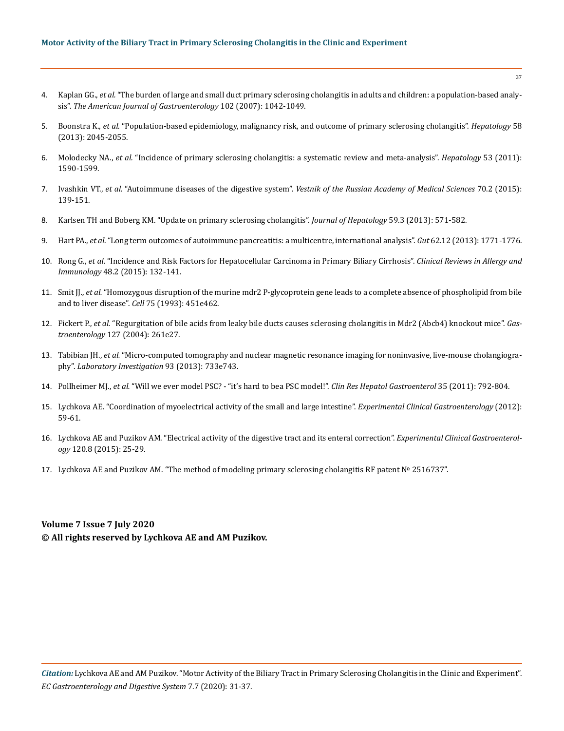4. Kaplan GG., *et al.* "The burden of large and small duct primary sclerosing cholangitis in adults and children: a population-based analysis". *The American Journal of Gastroenterology* 102 (2007): 1042-1049.

5. Boonstra K., *et al.* "Population-based epidemiology, malignancy risk, and outcome of primary sclerosing cholangitis". *Hepatology* 58 (2013): 2045-2055.

6. Molodecky NA., *et al.* "Incidence of primary sclerosing cholangitis: a systematic review and meta-analysis". *Hepatology* 53 (2011): 1590-1599.

7. Ivashkin VT., *et al.* "Autoimmune diseases of the digestive system". *Vestnik of the Russian Academy of Medical Sciences* 70.2 (2015): 139-151.

8. Karlsen TH and Boberg KM. "Update on primary sclerosing cholangitis". *Journal of Hepatology* 59.3 (2013): 571-582.

9. Hart PA., *et al*. "Long term outcomes of autoimmune pancreatitis: a multicentre, international analysis". *Gut* 62.12 (2013): 1771-1776.

10. Rong G., *et al*. "Incidence and Risk Factors for Hepatocellular Carcinoma in Primary Biliary Cirrhosis". *Clinical Reviews in Allergy and Immunology* 48.2 (2015): 132-141.

11. Smit JJ., *et al.* "Homozygous disruption of the murine mdr2 P-glycoprotein gene leads to a complete absence of phospholipid from bile and to liver disease". *Cell* 75 (1993): 451e462.

12. Fickert P., *et al.* "Regurgitation of bile acids from leaky bile ducts causes sclerosing cholangitis in Mdr2 (Abcb4) knockout mice". *Gastroenterology* 127 (2004): 261e27.

13. Tabibian JH., *et al.* "Micro-computed tomography and nuclear magnetic resonance imaging for noninvasive, live-mouse cholangiography". *Laboratory Investigation* 93 (2013): 733e743.

14. Pollheimer MJ., *et al.* "Will we ever model PSC? - "it's hard to bea PSC model!". *Clin Res Hepatol Gastroenterol* 35 (2011): 792-804.

15. Lychkova AE. "Coordination of myoelectrical activity of the small and large intestine". *Experimental Clinical Gastroenterology* (2012): 59-61.

16. Lychkova AE and Puzikov AM. "Electrical activity of the digestive tract and its enteral correction". *Experimental Clinical Gastroenterology* 120.8 (2015): 25-29.

17. Lychkova AE and Puzikov AM. "The method of modeling primary sclerosing cholangitis RF patent № 2516737".

**Volume 7 Issue 7 July 2020**
**© All rights reserved by Lychkova AE and AM Puzikov.**